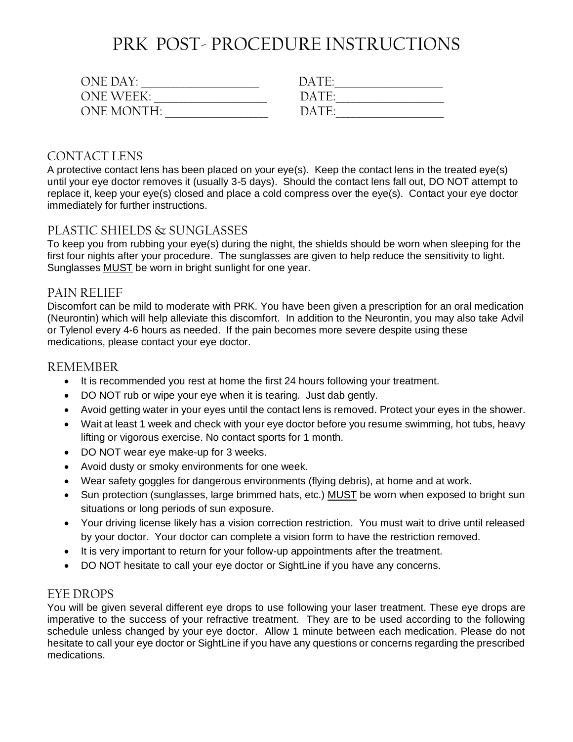# PRK POST- PROCEDURE INSTRUCTIONS

ONE DAY: ____________________ DATE:__________________
ONE WEEK: ___________________ DATE:__________________
ONE MONTH: __________________ DATE:__________________

## CONTACT LENS

A protective contact lens has been placed on your eye(s). Keep the contact lens in the treated eye(s) until your eye doctor removes it (usually 3-5 days). Should the contact lens fall out, DO NOT attempt to replace it, keep your eye(s) closed and place a cold compress over the eye(s). Contact your eye doctor immediately for further instructions.

## PLASTIC SHIELDS & SUNGLASSES

To keep you from rubbing your eye(s) during the night, the shields should be worn when sleeping for the first four nights after your procedure. The sunglasses are given to help reduce the sensitivity to light. Sunglasses <u>MUST</u> be worn in bright sunlight for one year.

## PAIN RELIEF

Discomfort can be mild to moderate with PRK. You have been given a prescription for an oral medication (Neurontin) which will help alleviate this discomfort. In addition to the Neurontin, you may also take Advil or Tylenol every 4-6 hours as needed. If the pain becomes more severe despite using these medications, please contact your eye doctor.

## REMEMBER

- It is recommended you rest at home the first 24 hours following your treatment.
- DO NOT rub or wipe your eye when it is tearing. Just dab gently.
- Avoid getting water in your eyes until the contact lens is removed. Protect your eyes in the shower.
- Wait at least 1 week and check with your eye doctor before you resume swimming, hot tubs, heavy lifting or vigorous exercise. No contact sports for 1 month.
- DO NOT wear eye make-up for 3 weeks.
- Avoid dusty or smoky environments for one week.
- Wear safety goggles for dangerous environments (flying debris), at home and at work.
- Sun protection (sunglasses, large brimmed hats, etc.) <u>MUST</u> be worn when exposed to bright sun situations or long periods of sun exposure.
- Your driving license likely has a vision correction restriction. You must wait to drive until released by your doctor. Your doctor can complete a vision form to have the restriction removed.
- It is very important to return for your follow-up appointments after the treatment.
- DO NOT hesitate to call your eye doctor or SightLine if you have any concerns.

## EYE DROPS

You will be given several different eye drops to use following your laser treatment. These eye drops are imperative to the success of your refractive treatment. They are to be used according to the following schedule unless changed by your eye doctor. Allow 1 minute between each medication. Please do not hesitate to call your eye doctor or SightLine if you have any questions or concerns regarding the prescribed medications.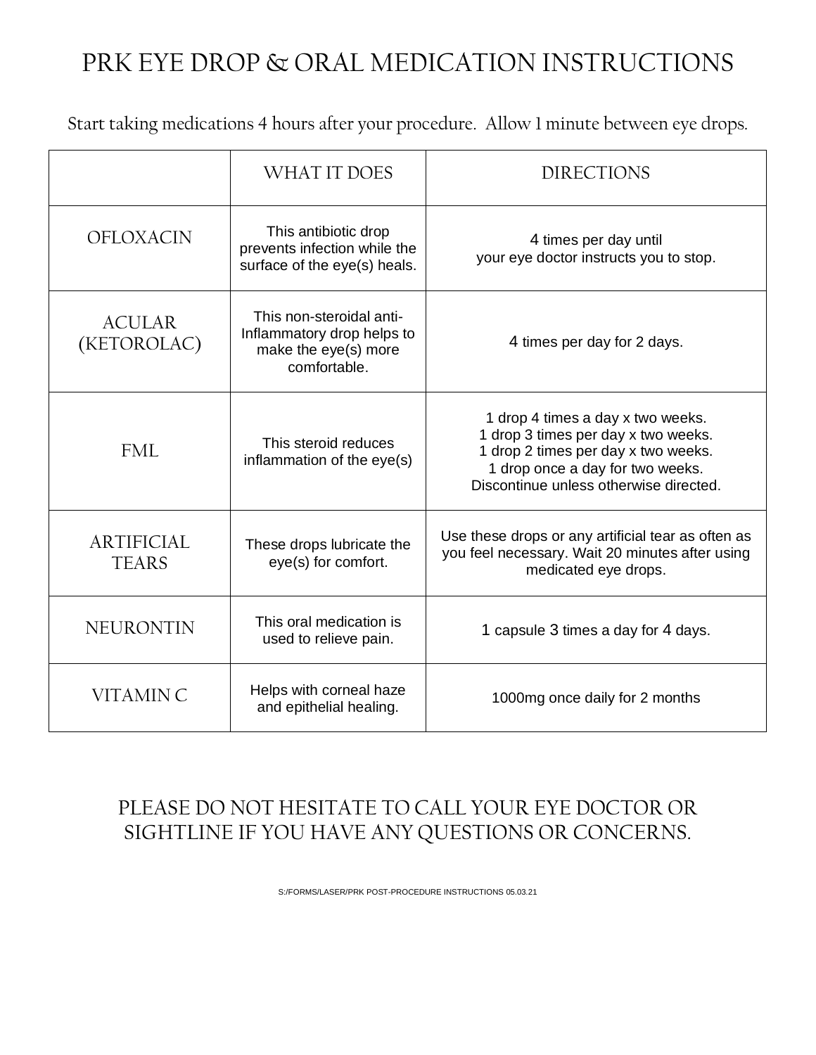# PRK EYE DROP & ORAL MEDICATION INSTRUCTIONS

Start taking medications 4 hours after your procedure. Allow 1 minute between eye drops.

| | WHAT IT DOES | DIRECTIONS |
|---|---|---|
| OFLOXACIN | This antibiotic drop prevents infection while the surface of the eye(s) heals. | 4 times per day until your eye doctor instructs you to stop. |
| ACULAR (KETOROLAC) | This non-steroidal anti-Inflammatory drop helps to make the eye(s) more comfortable. | 4 times per day for 2 days. |
| FML | This steroid reduces inflammation of the eye(s) | 1 drop 4 times a day x two weeks.<br>1 drop 3 times per day x two weeks.<br>1 drop 2 times per day x two weeks.<br>1 drop once a day for two weeks.<br>Discontinue unless otherwise directed. |
| ARTIFICIAL TEARS | These drops lubricate the eye(s) for comfort. | Use these drops or any artificial tear as often as you feel necessary. Wait 20 minutes after using medicated eye drops. |
| NEURONTIN | This oral medication is used to relieve pain. | 1 capsule 3 times a day for 4 days. |
| VITAMIN C | Helps with corneal haze and epithelial healing. | 1000mg once daily for 2 months |

PLEASE DO NOT HESITATE TO CALL YOUR EYE DOCTOR OR SIGHTLINE IF YOU HAVE ANY QUESTIONS OR CONCERNS.

S:/FORMS/LASER/PRK POST-PROCEDURE INSTRUCTIONS 05.03.21